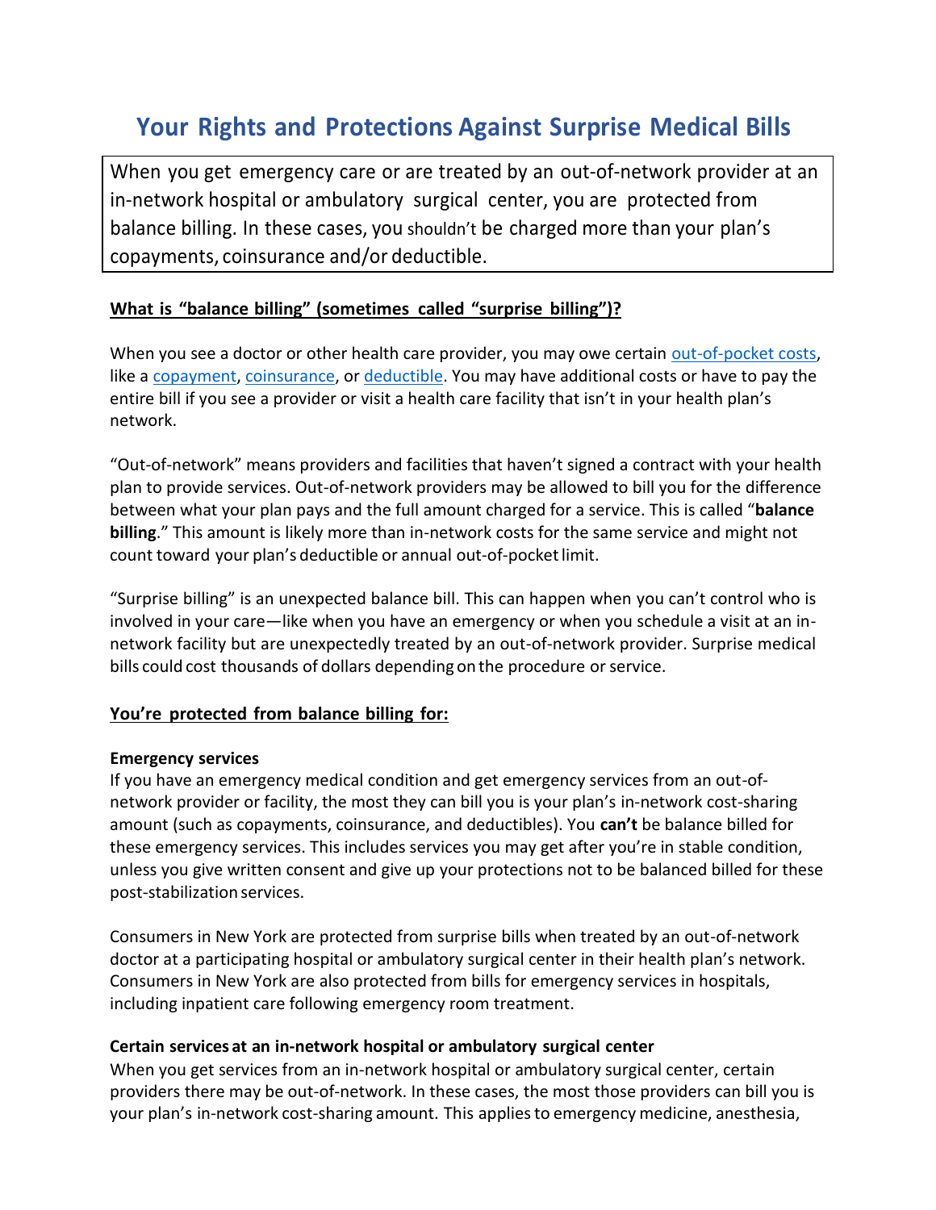# Your Rights and Protections Against Surprise Medical Bills

When you get emergency care or are treated by an out-of-network provider at an in-network hospital or ambulatory surgical center, you are protected from balance billing. In these cases, you shouldn't be charged more than your plan's copayments, coinsurance and/or deductible.

**What is "balance billing" (sometimes called "surprise billing")?**

When you see a doctor or other health care provider, you may owe certain out-of-pocket costs, like a copayment, coinsurance, or deductible. You may have additional costs or have to pay the entire bill if you see a provider or visit a health care facility that isn't in your health plan's network.

"Out-of-network" means providers and facilities that haven't signed a contract with your health plan to provide services. Out-of-network providers may be allowed to bill you for the difference between what your plan pays and the full amount charged for a service. This is called "**balance billing**." This amount is likely more than in-network costs for the same service and might not count toward your plan's deductible or annual out-of-pocket limit.

"Surprise billing" is an unexpected balance bill. This can happen when you can't control who is involved in your care—like when you have an emergency or when you schedule a visit at an in-network facility but are unexpectedly treated by an out-of-network provider. Surprise medical bills could cost thousands of dollars depending on the procedure or service.

**You're protected from balance billing for:**

**Emergency services**

If you have an emergency medical condition and get emergency services from an out-of-network provider or facility, the most they can bill you is your plan's in-network cost-sharing amount (such as copayments, coinsurance, and deductibles). You **can't** be balance billed for these emergency services. This includes services you may get after you're in stable condition, unless you give written consent and give up your protections not to be balanced billed for these post-stabilization services.

Consumers in New York are protected from surprise bills when treated by an out-of-network doctor at a participating hospital or ambulatory surgical center in their health plan's network. Consumers in New York are also protected from bills for emergency services in hospitals, including inpatient care following emergency room treatment.

**Certain services at an in-network hospital or ambulatory surgical center**

When you get services from an in-network hospital or ambulatory surgical center, certain providers there may be out-of-network. In these cases, the most those providers can bill you is your plan's in-network cost-sharing amount. This applies to emergency medicine, anesthesia,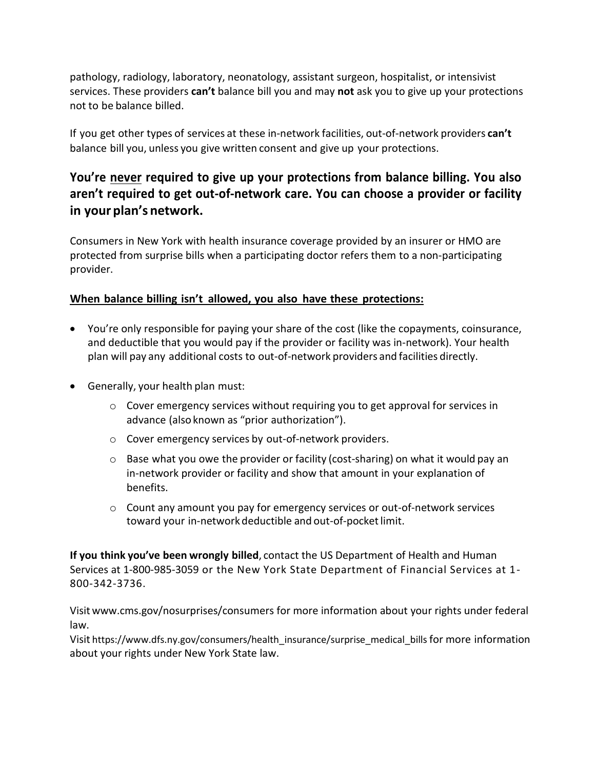pathology, radiology, laboratory, neonatology, assistant surgeon, hospitalist, or intensivist services. These providers **can't** balance bill you and may **not** ask you to give up your protections not to be balance billed.

If you get other types of services at these in-network facilities, out-of-network providers **can't** balance bill you, unless you give written consent and give up your protections.

## You're <u>never</u> required to give up your protections from balance billing. You also aren't required to get out-of-network care. You can choose a provider or facility in your plan's network.

Consumers in New York with health insurance coverage provided by an insurer or HMO are protected from surprise bills when a participating doctor refers them to a non-participating provider.

**<u>When balance billing isn't allowed, you also have these protections:</u>**

- You're only responsible for paying your share of the cost (like the copayments, coinsurance, and deductible that you would pay if the provider or facility was in-network). Your health plan will pay any additional costs to out-of-network providers and facilities directly.
- Generally, your health plan must:
  - Cover emergency services without requiring you to get approval for services in advance (also known as "prior authorization").
  - Cover emergency services by out-of-network providers.
  - Base what you owe the provider or facility (cost-sharing) on what it would pay an in-network provider or facility and show that amount in your explanation of benefits.
  - Count any amount you pay for emergency services or out-of-network services toward your in-network deductible and out-of-pocket limit.

**If you think you've been wrongly billed**, contact the US Department of Health and Human Services at 1-800-985-3059 or the New York State Department of Financial Services at 1-800-342-3736.

Visit www.cms.gov/nosurprises/consumers for more information about your rights under federal law.
Visit https://www.dfs.ny.gov/consumers/health_insurance/surprise_medical_bills for more information about your rights under New York State law.